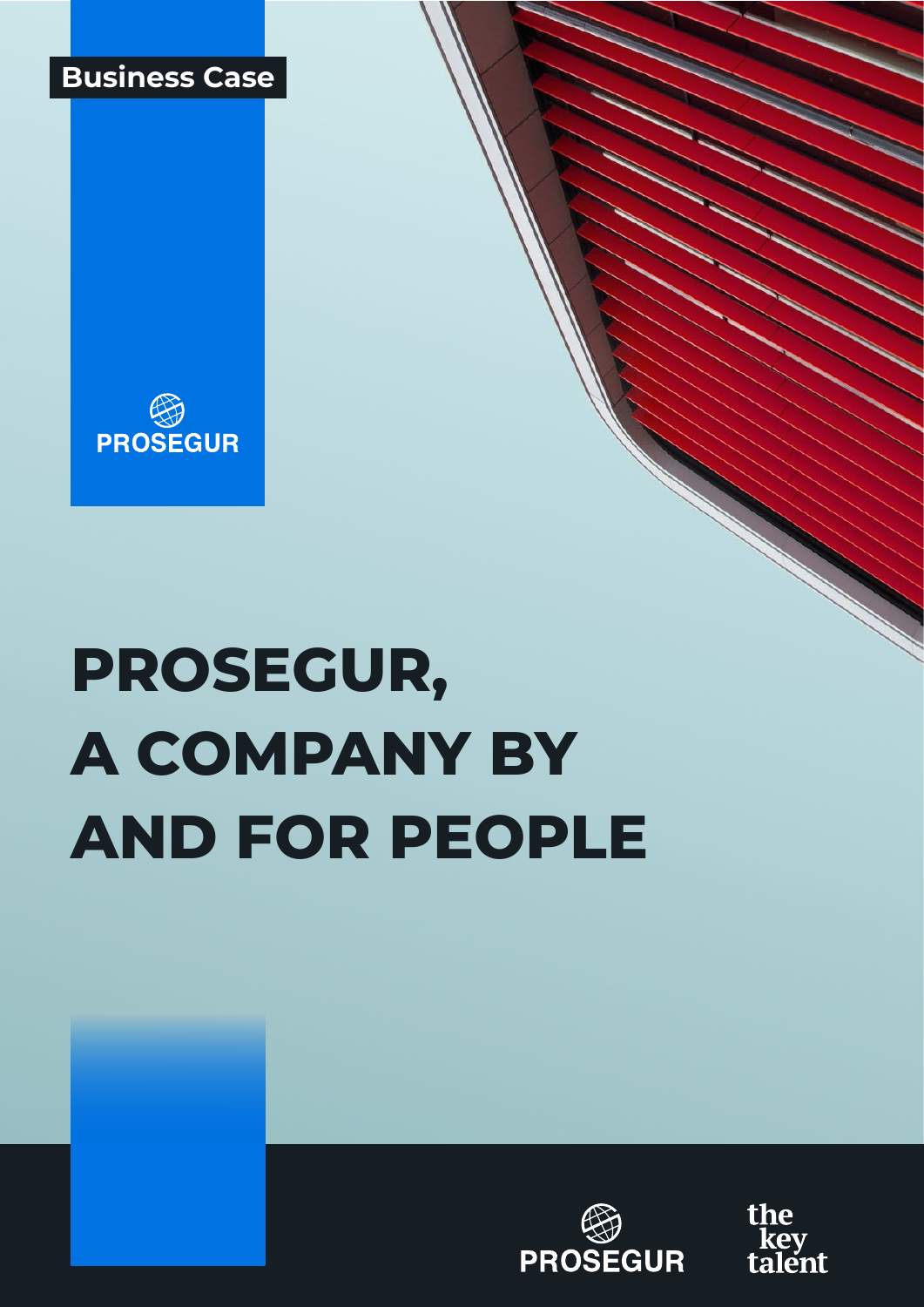Business Case

PROSEGUR

# PROSEGUR, A COMPANY BY AND FOR PEOPLE

PROSEGUR

the key talent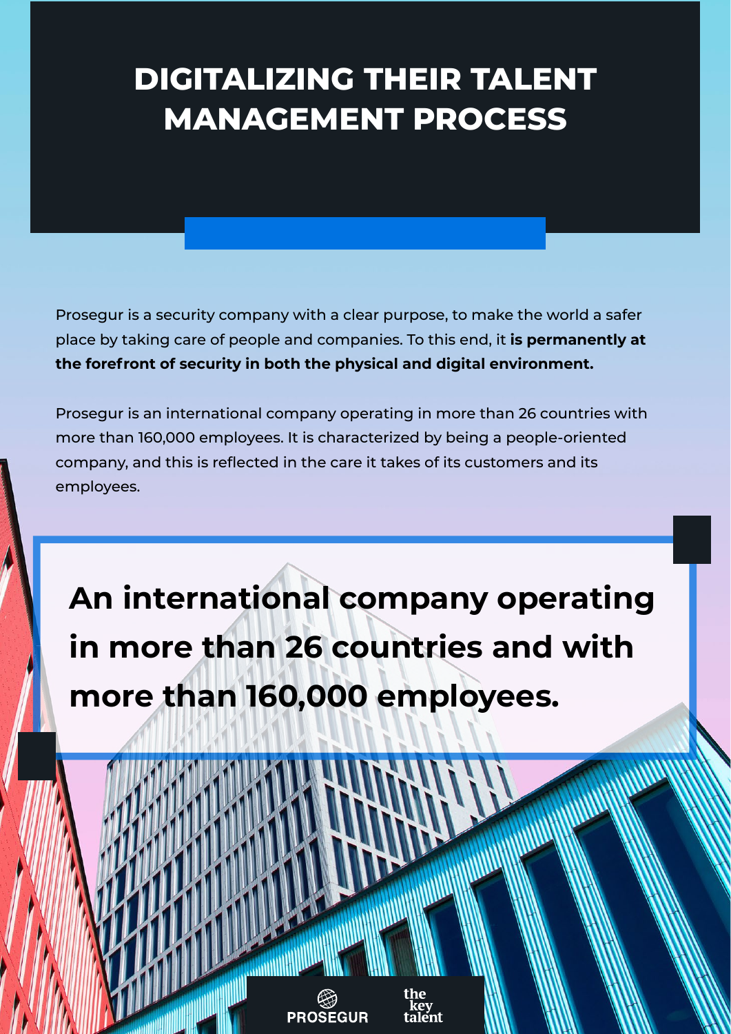# DIGITALIZING THEIR TALENT MANAGEMENT PROCESS

Prosegur is a security company with a clear purpose, to make the world a safer place by taking care of people and companies. To this end, it **is permanently at the forefront of security in both the physical and digital environment.**

Prosegur is an international company operating in more than 26 countries with more than 160,000 employees. It is characterized by being a people-oriented company, and this is reflected in the care it takes of its customers and its employees.

**An international company operating in more than 26 countries and with more than 160,000 employees.**

PROSEGUR the key talent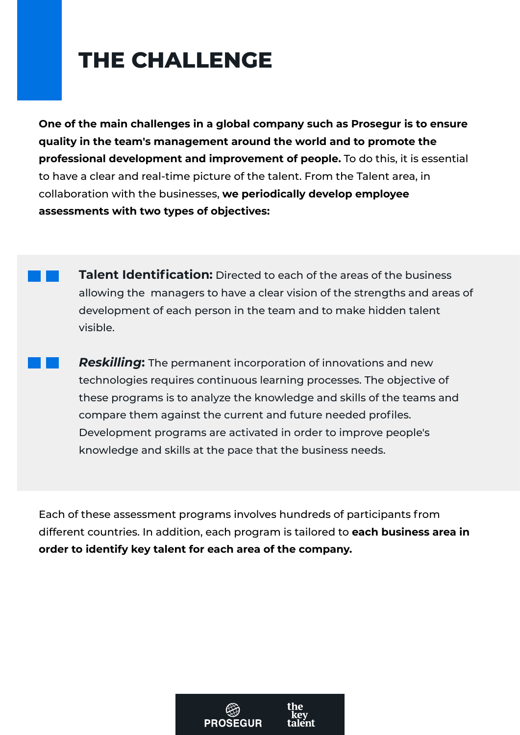# THE CHALLENGE

**One of the main challenges in a global company such as Prosegur is to ensure quality in the team's management around the world and to promote the professional development and improvement of people.** To do this, it is essential to have a clear and real-time picture of the talent. From the Talent area, in collaboration with the businesses, **we periodically develop employee assessments with two types of objectives:**

- **Talent Identification:** Directed to each of the areas of the business allowing the managers to have a clear vision of the strengths and areas of development of each person in the team and to make hidden talent visible.

- ***Reskilling*:** The permanent incorporation of innovations and new technologies requires continuous learning processes. The objective of these programs is to analyze the knowledge and skills of the teams and compare them against the current and future needed profiles. Development programs are activated in order to improve people's knowledge and skills at the pace that the business needs.

Each of these assessment programs involves hundreds of participants from different countries. In addition, each program is tailored to **each business area in order to identify key talent for each area of the company.**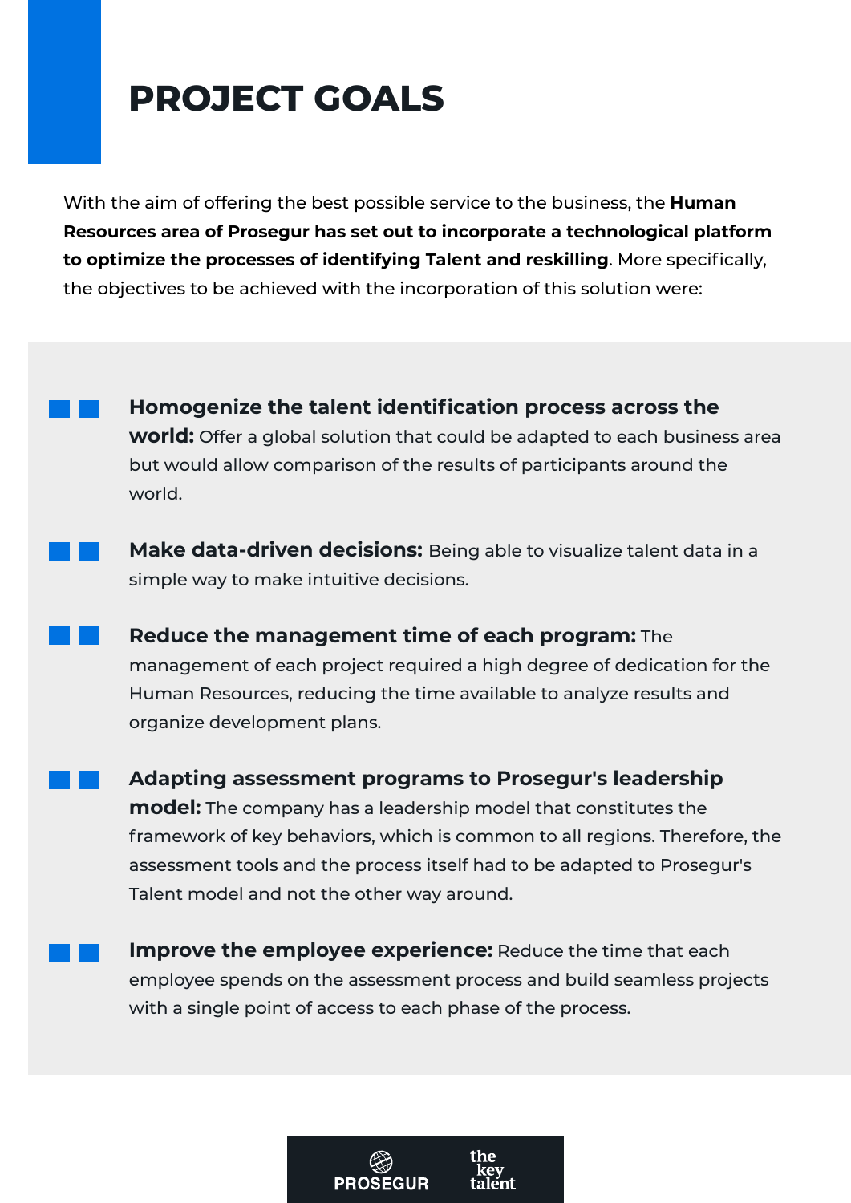# PROJECT GOALS

With the aim of offering the best possible service to the business, the **Human Resources area of Prosegur has set out to incorporate a technological platform to optimize the processes of identifying Talent and reskilling**. More specifically, the objectives to be achieved with the incorporation of this solution were:

- **Homogenize the talent identification process across the world:** Offer a global solution that could be adapted to each business area but would allow comparison of the results of participants around the world.

- **Make data-driven decisions:** Being able to visualize talent data in a simple way to make intuitive decisions.

- **Reduce the management time of each program:** The management of each project required a high degree of dedication for the Human Resources, reducing the time available to analyze results and organize development plans.

- **Adapting assessment programs to Prosegur's leadership model:** The company has a leadership model that constitutes the framework of key behaviors, which is common to all regions. Therefore, the assessment tools and the process itself had to be adapted to Prosegur's Talent model and not the other way around.

- **Improve the employee experience:** Reduce the time that each employee spends on the assessment process and build seamless projects with a single point of access to each phase of the process.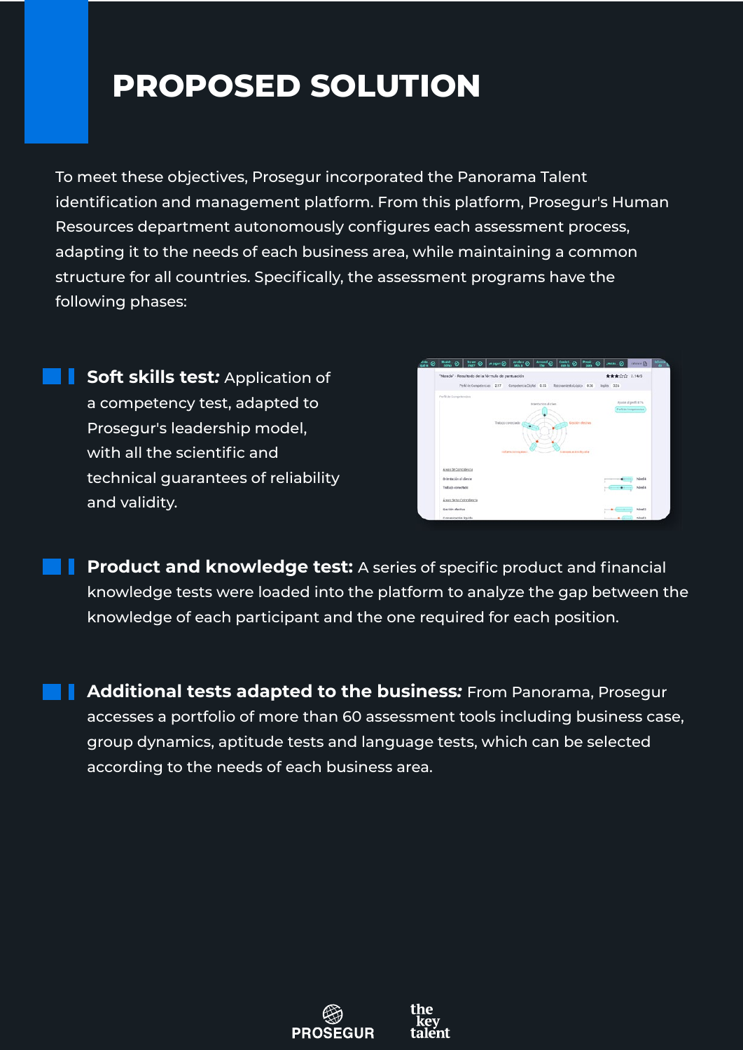# PROPOSED SOLUTION

To meet these objectives, Prosegur incorporated the Panorama Talent identification and management platform. From this platform, Prosegur's Human Resources department autonomously configures each assessment process, adapting it to the needs of each business area, while maintaining a common structure for all countries. Specifically, the assessment programs have the following phases:

- **Soft skills test:** Application of a competency test, adapted to Prosegur's leadership model, with all the scientific and technical guarantees of reliability and validity.

- **Product and knowledge test:** A series of specific product and financial knowledge tests were loaded into the platform to analyze the gap between the knowledge of each participant and the one required for each position.

- **Additional tests adapted to the business:** From Panorama, Prosegur accesses a portfolio of more than 60 assessment tools including business case, group dynamics, aptitude tests and language tests, which can be selected according to the needs of each business area.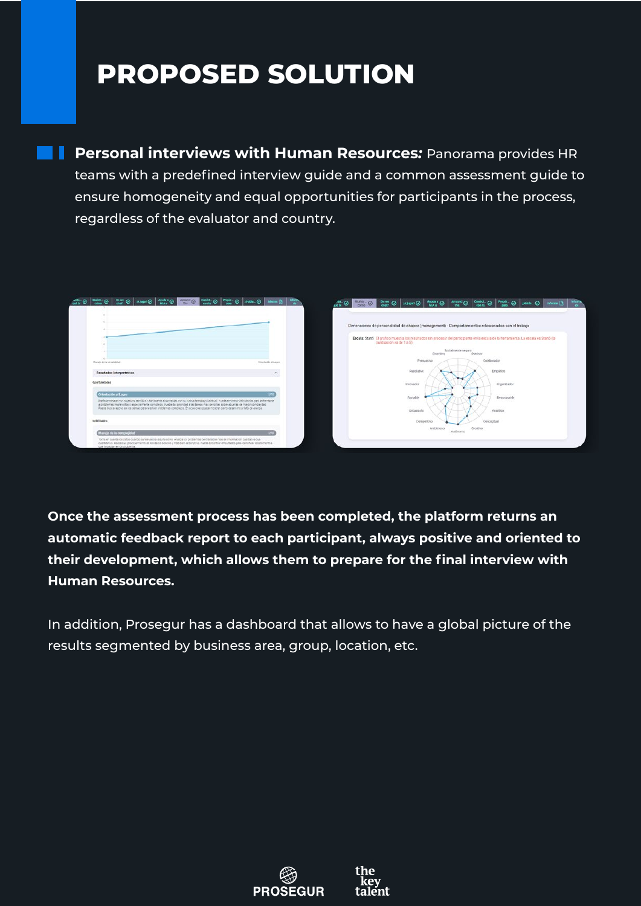# PROPOSED SOLUTION

- **Personal interviews with Human Resources:** Panorama provides HR teams with a predefined interview guide and a common assessment guide to ensure homogeneity and equal opportunities for participants in the process, regardless of the evaluator and country.

**Once the assessment process has been completed, the platform returns an automatic feedback report to each participant, always positive and oriented to their development, which allows them to prepare for the final interview with Human Resources.**

In addition, Prosegur has a dashboard that allows to have a global picture of the results segmented by business area, group, location, etc.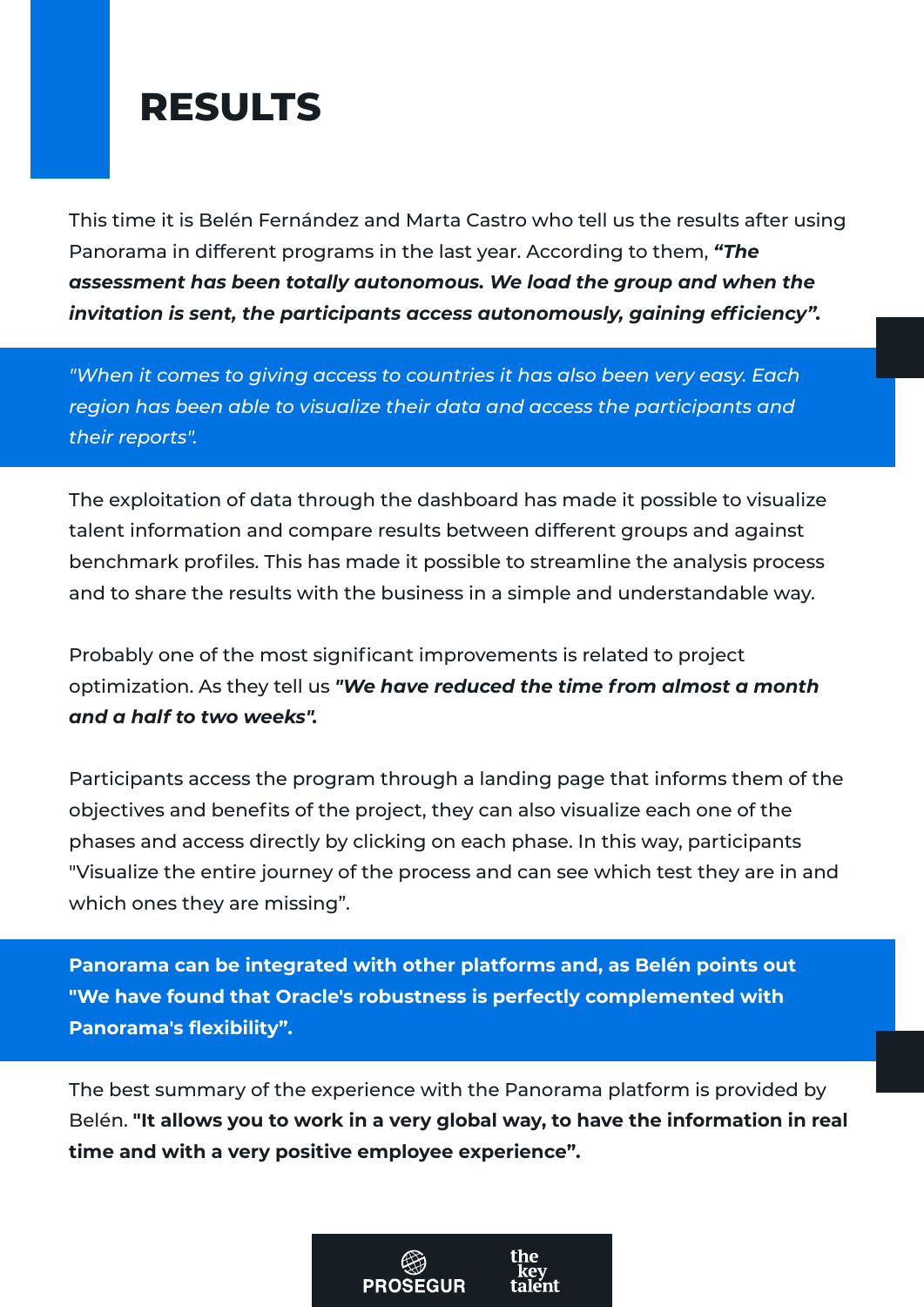# RESULTS

This time it is Belén Fernández and Marta Castro who tell us the results after using Panorama in different programs in the last year. According to them, ***"The assessment has been totally autonomous. We load the group and when the invitation is sent, the participants access autonomously, gaining efficiency".***

*"When it comes to giving access to countries it has also been very easy. Each region has been able to visualize their data and access the participants and their reports".*

The exploitation of data through the dashboard has made it possible to visualize talent information and compare results between different groups and against benchmark profiles. This has made it possible to streamline the analysis process and to share the results with the business in a simple and understandable way.

Probably one of the most significant improvements is related to project optimization. As they tell us ***"We have reduced the time from almost a month and a half to two weeks".***

Participants access the program through a landing page that informs them of the objectives and benefits of the project, they can also visualize each one of the phases and access directly by clicking on each phase. In this way, participants "Visualize the entire journey of the process and can see which test they are in and which ones they are missing".

**Panorama can be integrated with other platforms and, as Belén points out "We have found that Oracle's robustness is perfectly complemented with Panorama's flexibility".**

The best summary of the experience with the Panorama platform is provided by Belén. **"It allows you to work in a very global way, to have the information in real time and with a very positive employee experience".**

PROSEGUR the key talent